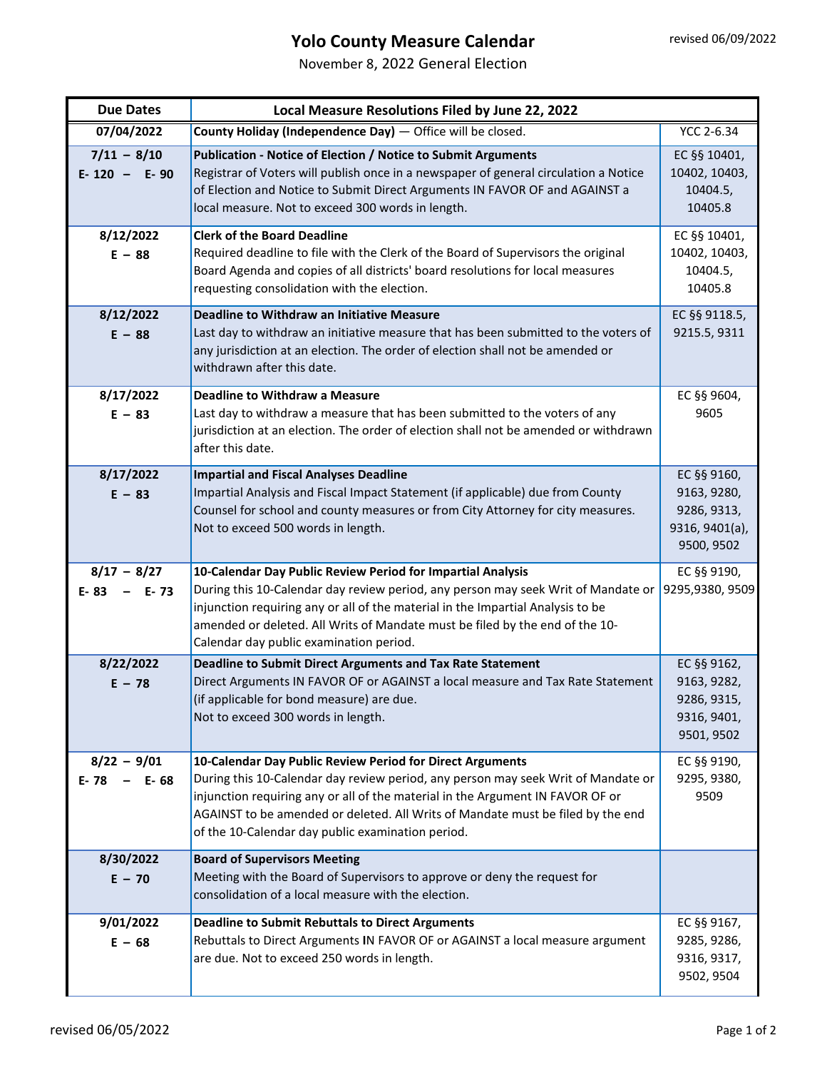# Yolo County Measure Calendar

November 8, 2022 General Election

revised 06/09/2022

| Due Dates | Local Measure Resolutions Filed by June 22, 2022 | |
|---|---|---|
| 07/04/2022 | **County Holiday (Independence Day)** — Office will be closed. | YCC 2-6.34 |
| 7/11 – 8/10<br>E- 120 – E- 90 | **Publication - Notice of Election / Notice to Submit Arguments**<br>Registrar of Voters will publish once in a newspaper of general circulation a Notice of Election and Notice to Submit Direct Arguments IN FAVOR OF and AGAINST a local measure. Not to exceed 300 words in length. | EC §§ 10401, 10402, 10403, 10404.5, 10405.8 |
| 8/12/2022<br>E – 88 | **Clerk of the Board Deadline**<br>Required deadline to file with the Clerk of the Board of Supervisors the original Board Agenda and copies of all districts' board resolutions for local measures requesting consolidation with the election. | EC §§ 10401, 10402, 10403, 10404.5, 10405.8 |
| 8/12/2022<br>E – 88 | **Deadline to Withdraw an Initiative Measure**<br>Last day to withdraw an initiative measure that has been submitted to the voters of any jurisdiction at an election. The order of election shall not be amended or withdrawn after this date. | EC §§ 9118.5, 9215.5, 9311 |
| 8/17/2022<br>E – 83 | **Deadline to Withdraw a Measure**<br>Last day to withdraw a measure that has been submitted to the voters of any jurisdiction at an election. The order of election shall not be amended or withdrawn after this date. | EC §§ 9604, 9605 |
| 8/17/2022<br>E – 83 | **Impartial and Fiscal Analyses Deadline**<br>Impartial Analysis and Fiscal Impact Statement (if applicable) due from County Counsel for school and county measures or from City Attorney for city measures. Not to exceed 500 words in length. | EC §§ 9160, 9163, 9280, 9286, 9313, 9316, 9401(a), 9500, 9502 |
| 8/17 – 8/27<br>E- 83 – E- 73 | **10-Calendar Day Public Review Period for Impartial Analysis**<br>During this 10-Calendar day review period, any person may seek Writ of Mandate or injunction requiring any or all of the material in the Impartial Analysis to be amended or deleted. All Writs of Mandate must be filed by the end of the 10-Calendar day public examination period. | EC §§ 9190, 9295,9380, 9509 |
| 8/22/2022<br>E – 78 | **Deadline to Submit Direct Arguments and Tax Rate Statement**<br>Direct Arguments IN FAVOR OF or AGAINST a local measure and Tax Rate Statement (if applicable for bond measure) are due.<br>Not to exceed 300 words in length. | EC §§ 9162, 9163, 9282, 9286, 9315, 9316, 9401, 9501, 9502 |
| 8/22 – 9/01<br>E- 78 – E- 68 | **10-Calendar Day Public Review Period for Direct Arguments**<br>During this 10-Calendar day review period, any person may seek Writ of Mandate or injunction requiring any or all of the material in the Argument IN FAVOR OF or AGAINST to be amended or deleted. All Writs of Mandate must be filed by the end of the 10-Calendar day public examination period. | EC §§ 9190, 9295, 9380, 9509 |
| 8/30/2022<br>E – 70 | **Board of Supervisors Meeting**<br>Meeting with the Board of Supervisors to approve or deny the request for consolidation of a local measure with the election. | |
| 9/01/2022<br>E – 68 | **Deadline to Submit Rebuttals to Direct Arguments**<br>Rebuttals to Direct Arguments IN FAVOR OF or AGAINST a local measure argument are due. Not to exceed 250 words in length. | EC §§ 9167, 9285, 9286, 9316, 9317, 9502, 9504 |

revised 06/05/2022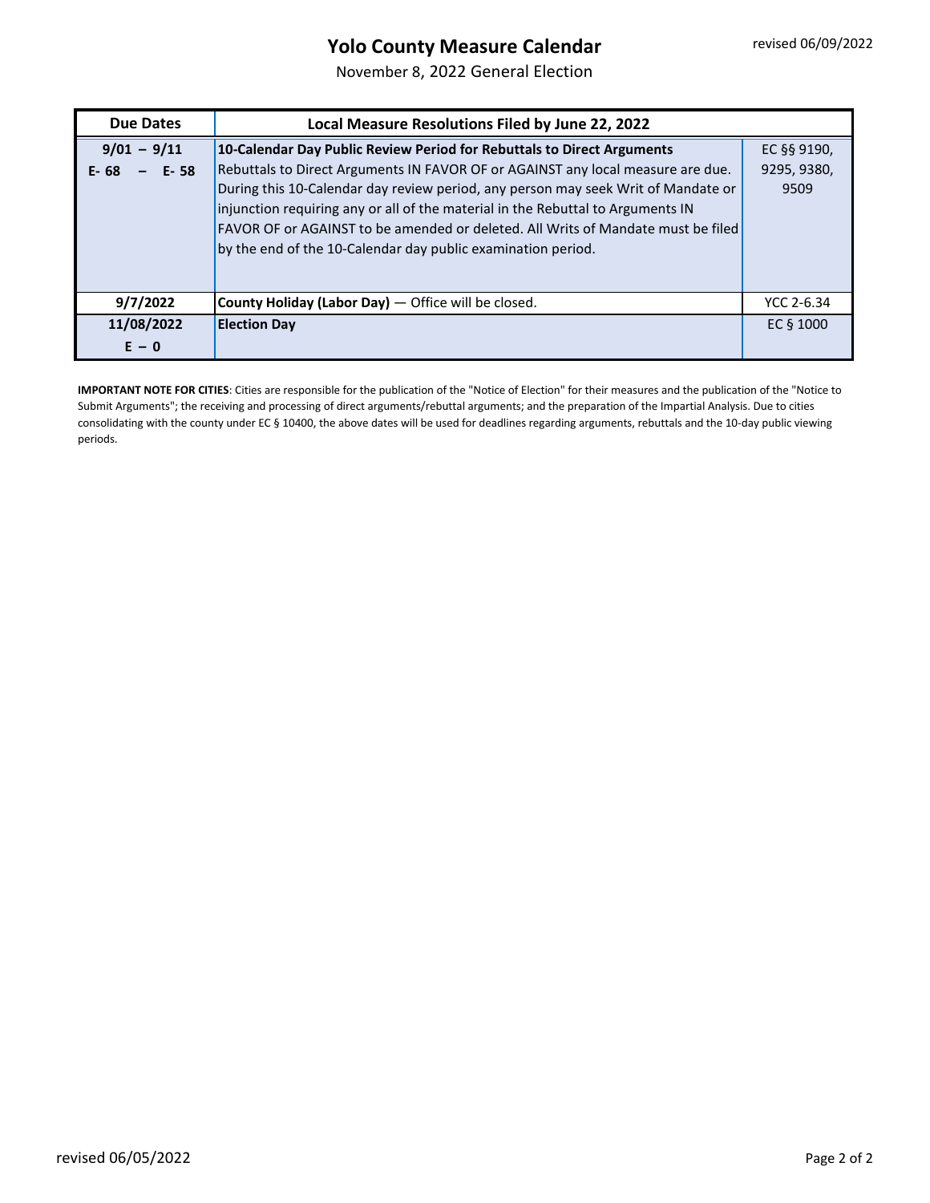# Yolo County Measure Calendar

November 8, 2022 General Election

revised 06/09/2022

| Due Dates | Local Measure Resolutions Filed by June 22, 2022 | |
|---|---|---|
| 9/01 – 9/11<br>E- 68 – E- 58 | **10-Calendar Day Public Review Period for Rebuttals to Direct Arguments**<br>Rebuttals to Direct Arguments IN FAVOR OF or AGAINST any local measure are due. During this 10-Calendar day review period, any person may seek Writ of Mandate or injunction requiring any or all of the material in the Rebuttal to Arguments IN FAVOR OF or AGAINST to be amended or deleted. All Writs of Mandate must be filed by the end of the 10-Calendar day public examination period. | EC §§ 9190, 9295, 9380, 9509 |
| 9/7/2022 | **County Holiday (Labor Day)** — Office will be closed. | YCC 2-6.34 |
| 11/08/2022<br>E – 0 | **Election Day** | EC § 1000 |

**IMPORTANT NOTE FOR CITIES**: Cities are responsible for the publication of the "Notice of Election" for their measures and the publication of the "Notice to Submit Arguments"; the receiving and processing of direct arguments/rebuttal arguments; and the preparation of the Impartial Analysis. Due to cities consolidating with the county under EC § 10400, the above dates will be used for deadlines regarding arguments, rebuttals and the 10-day public viewing periods.

revised 06/05/2022